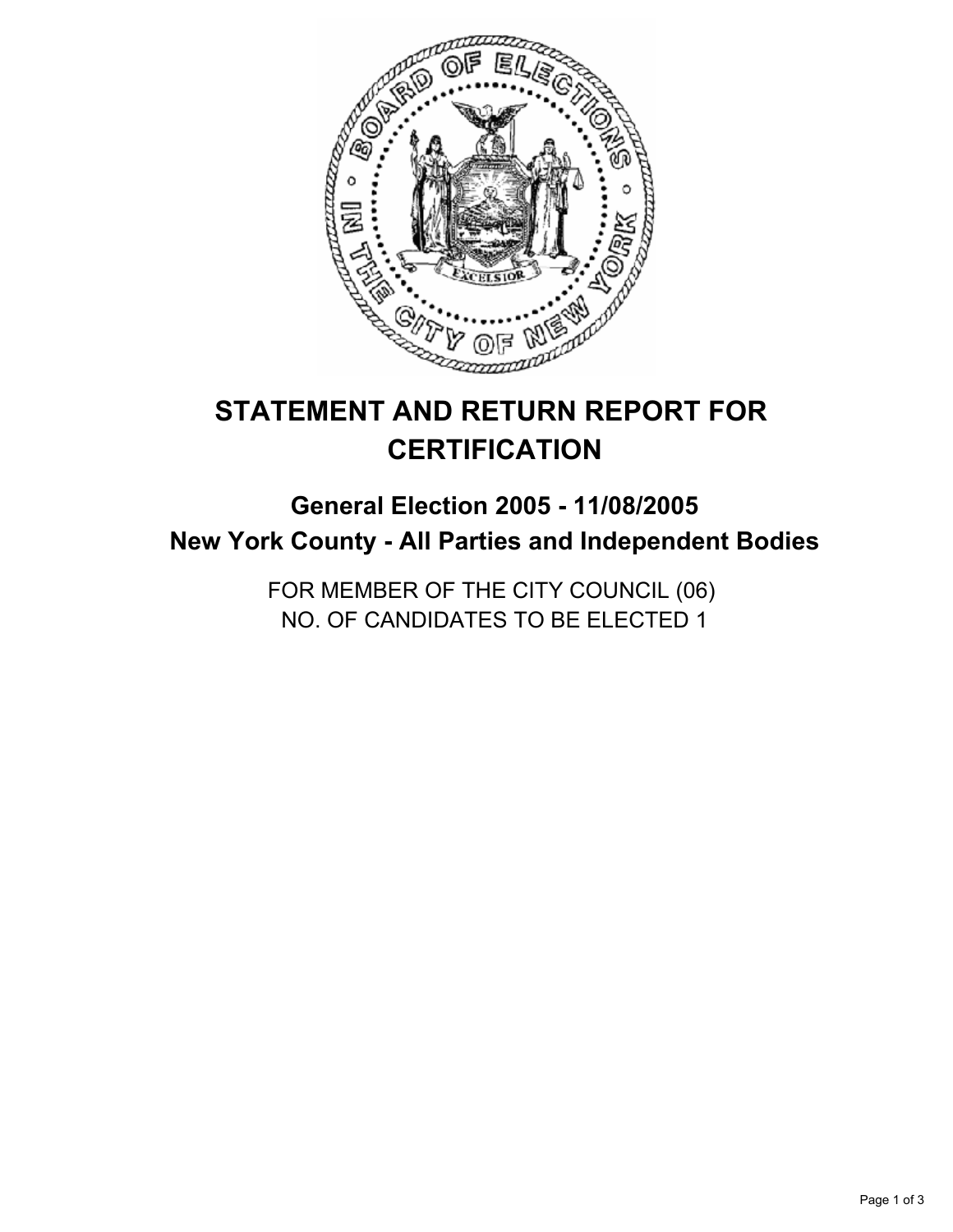# STATEMENT AND RETURN REPORT FOR CERTIFICATION

## General Election 2005 - 11/08/2005
## New York County - All Parties and Independent Bodies

FOR MEMBER OF THE CITY COUNCIL (06)
NO. OF CANDIDATES TO BE ELECTED 1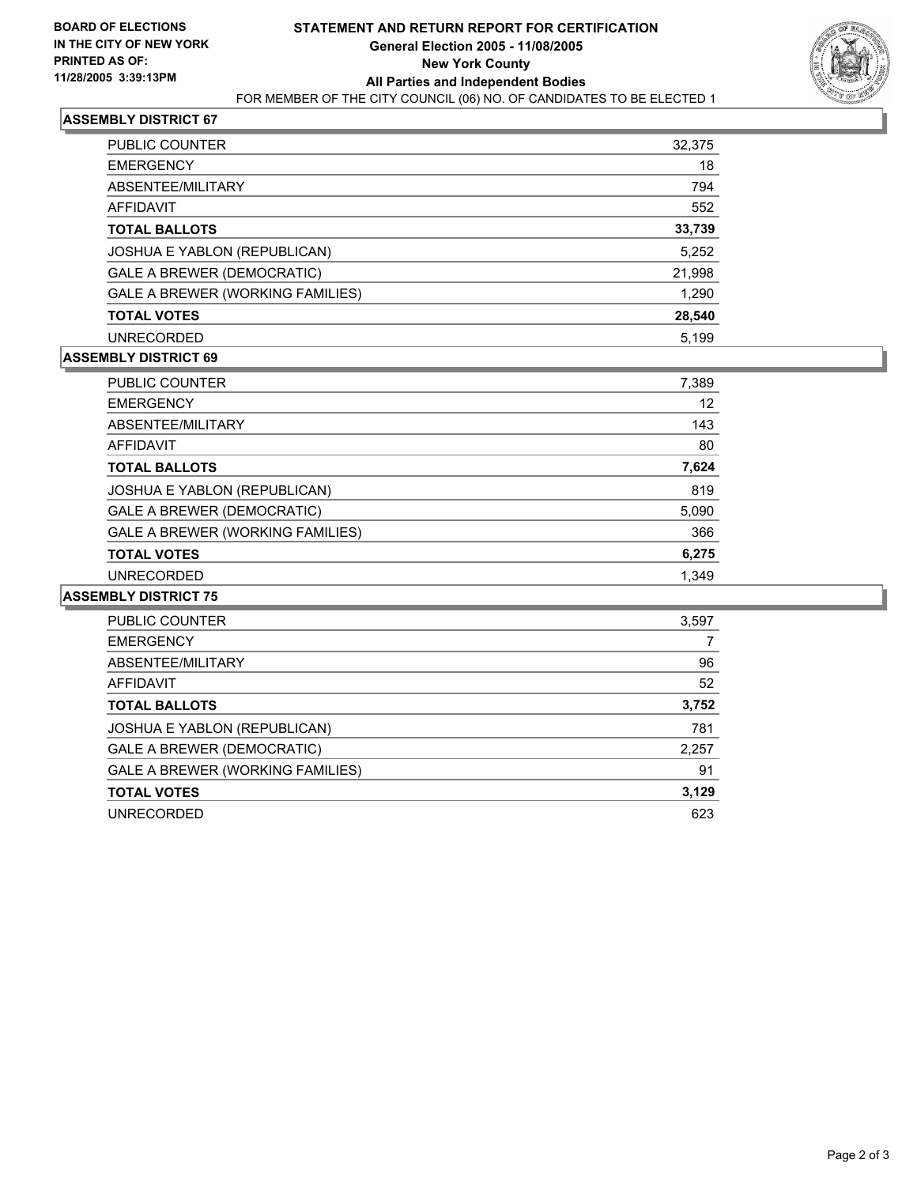**BOARD OF ELECTIONS IN THE CITY OF NEW YORK PRINTED AS OF: 11/28/2005 3:39:13PM**

# STATEMENT AND RETURN REPORT FOR CERTIFICATION
## General Election 2005 - 11/08/2005
## New York County
## All Parties and Independent Bodies

FOR MEMBER OF THE CITY COUNCIL (06) NO. OF CANDIDATES TO BE ELECTED 1

### ASSEMBLY DISTRICT 67

| | |
|---|---|
| PUBLIC COUNTER | 32,375 |
| EMERGENCY | 18 |
| ABSENTEE/MILITARY | 794 |
| AFFIDAVIT | 552 |
| **TOTAL BALLOTS** | **33,739** |
| JOSHUA E YABLON (REPUBLICAN) | 5,252 |
| GALE A BREWER (DEMOCRATIC) | 21,998 |
| GALE A BREWER (WORKING FAMILIES) | 1,290 |
| **TOTAL VOTES** | **28,540** |
| UNRECORDED | 5,199 |

### ASSEMBLY DISTRICT 69

| | |
|---|---|
| PUBLIC COUNTER | 7,389 |
| EMERGENCY | 12 |
| ABSENTEE/MILITARY | 143 |
| AFFIDAVIT | 80 |
| **TOTAL BALLOTS** | **7,624** |
| JOSHUA E YABLON (REPUBLICAN) | 819 |
| GALE A BREWER (DEMOCRATIC) | 5,090 |
| GALE A BREWER (WORKING FAMILIES) | 366 |
| **TOTAL VOTES** | **6,275** |
| UNRECORDED | 1,349 |

### ASSEMBLY DISTRICT 75

| | |
|---|---|
| PUBLIC COUNTER | 3,597 |
| EMERGENCY | 7 |
| ABSENTEE/MILITARY | 96 |
| AFFIDAVIT | 52 |
| **TOTAL BALLOTS** | **3,752** |
| JOSHUA E YABLON (REPUBLICAN) | 781 |
| GALE A BREWER (DEMOCRATIC) | 2,257 |
| GALE A BREWER (WORKING FAMILIES) | 91 |
| **TOTAL VOTES** | **3,129** |
| UNRECORDED | 623 |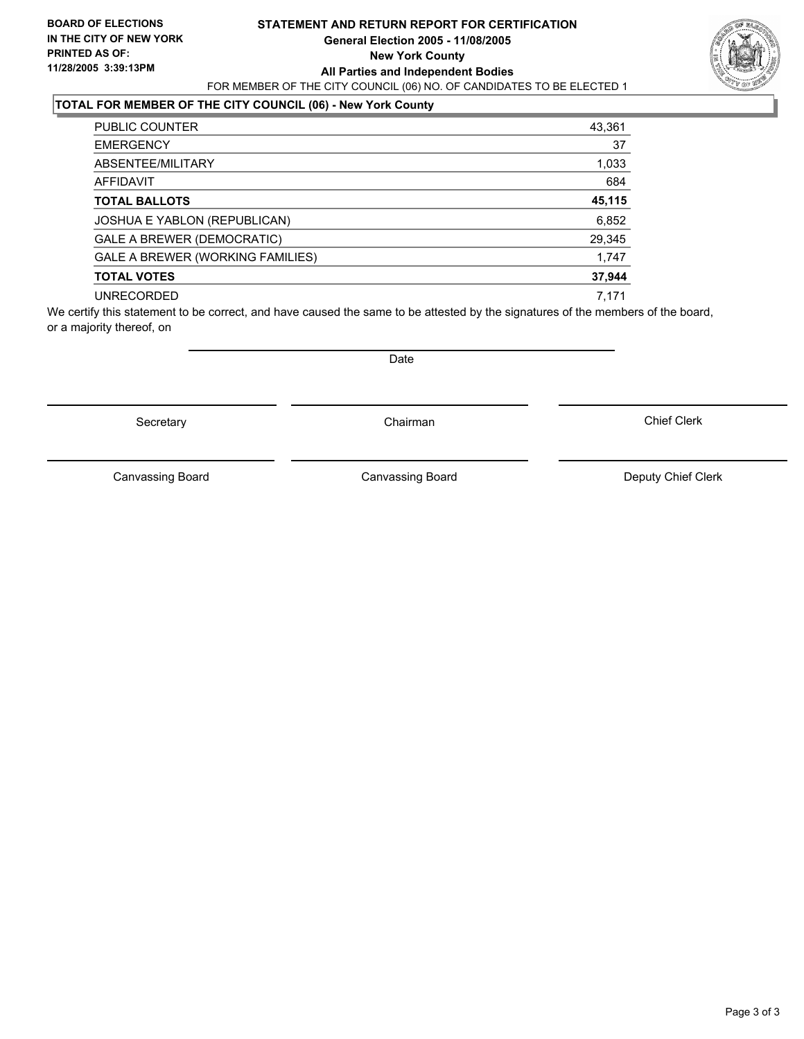**BOARD OF ELECTIONS IN THE CITY OF NEW YORK PRINTED AS OF: 11/28/2005 3:39:13PM**

**STATEMENT AND RETURN REPORT FOR CERTIFICATION**
**General Election 2005 - 11/08/2005**
**New York County**
**All Parties and Independent Bodies**

FOR MEMBER OF THE CITY COUNCIL (06) NO. OF CANDIDATES TO BE ELECTED 1

## TOTAL FOR MEMBER OF THE CITY COUNCIL (06) - New York County

| | |
|---|---|
| PUBLIC COUNTER | 43,361 |
| EMERGENCY | 37 |
| ABSENTEE/MILITARY | 1,033 |
| AFFIDAVIT | 684 |
| **TOTAL BALLOTS** | **45,115** |
| JOSHUA E YABLON (REPUBLICAN) | 6,852 |
| GALE A BREWER (DEMOCRATIC) | 29,345 |
| GALE A BREWER (WORKING FAMILIES) | 1,747 |
| **TOTAL VOTES** | **37,944** |
| UNRECORDED | 7,171 |

We certify this statement to be correct, and have caused the same to be attested by the signatures of the members of the board, or a majority thereof, on

Date

Secretary

Chairman

Chief Clerk

Canvassing Board

Canvassing Board

Deputy Chief Clerk